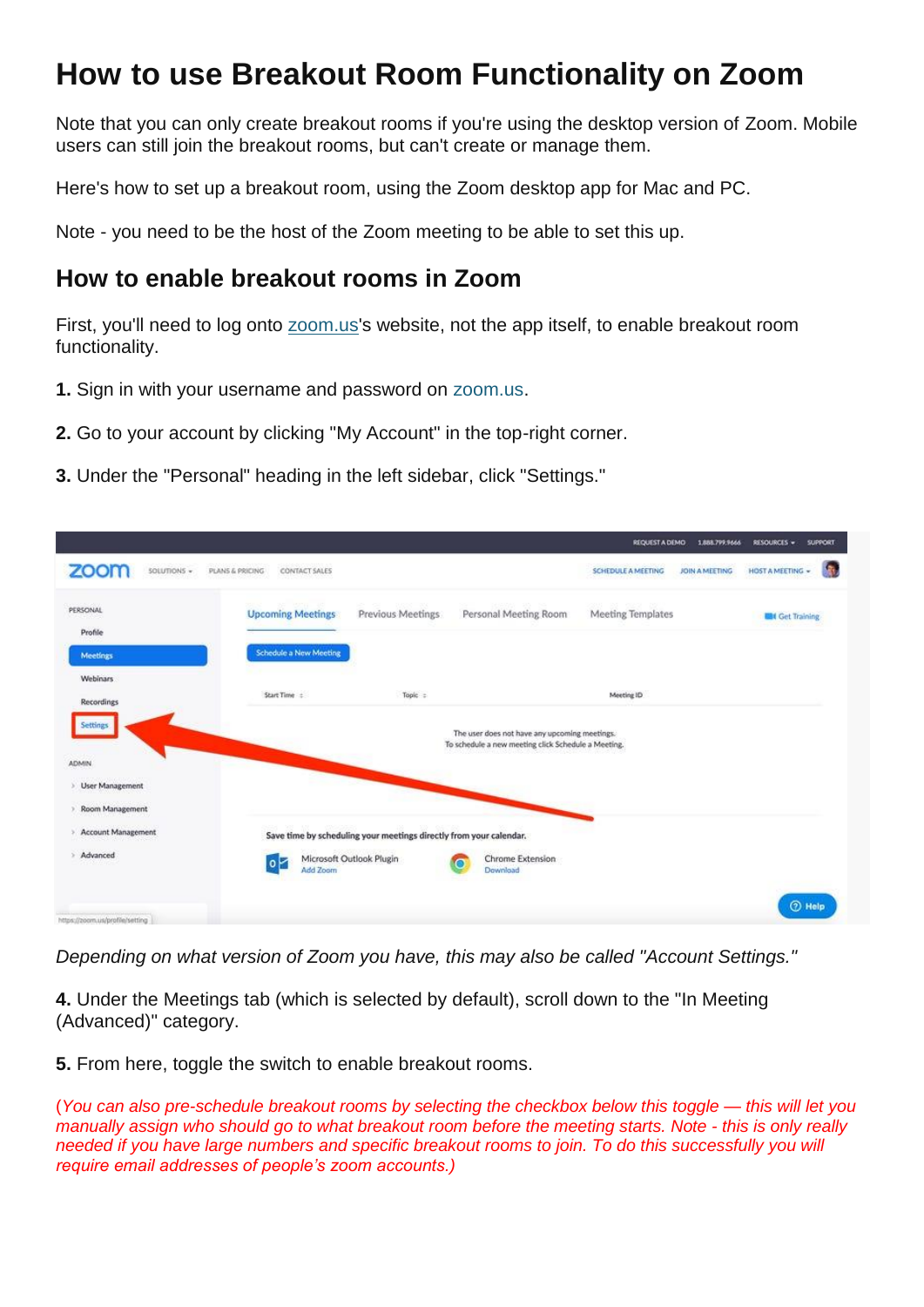# How to use Breakout Room Functionality on Zoom

Note that you can only create breakout rooms if you're using the desktop version of Zoom. Mobile users can still join the breakout rooms, but can't create or manage them.

Here's how to set up a breakout room, using the Zoom desktop app for Mac and PC.

Note - you need to be the host of the Zoom meeting to be able to set this up.

## How to enable breakout rooms in Zoom

First, you'll need to log onto zoom.us's website, not the app itself, to enable breakout room functionality.

**1.** Sign in with your username and password on zoom.us.

**2.** Go to your account by clicking "My Account" in the top-right corner.

**3.** Under the "Personal" heading in the left sidebar, click "Settings."

*Depending on what version of Zoom you have, this may also be called "Account Settings."*

**4.** Under the Meetings tab (which is selected by default), scroll down to the "In Meeting (Advanced)" category.

**5.** From here, toggle the switch to enable breakout rooms.

*(You can also pre-schedule breakout rooms by selecting the checkbox below this toggle — this will let you manually assign who should go to what breakout room before the meeting starts. Note - this is only really needed if you have large numbers and specific breakout rooms to join. To do this successfully you will require email addresses of people's zoom accounts.)*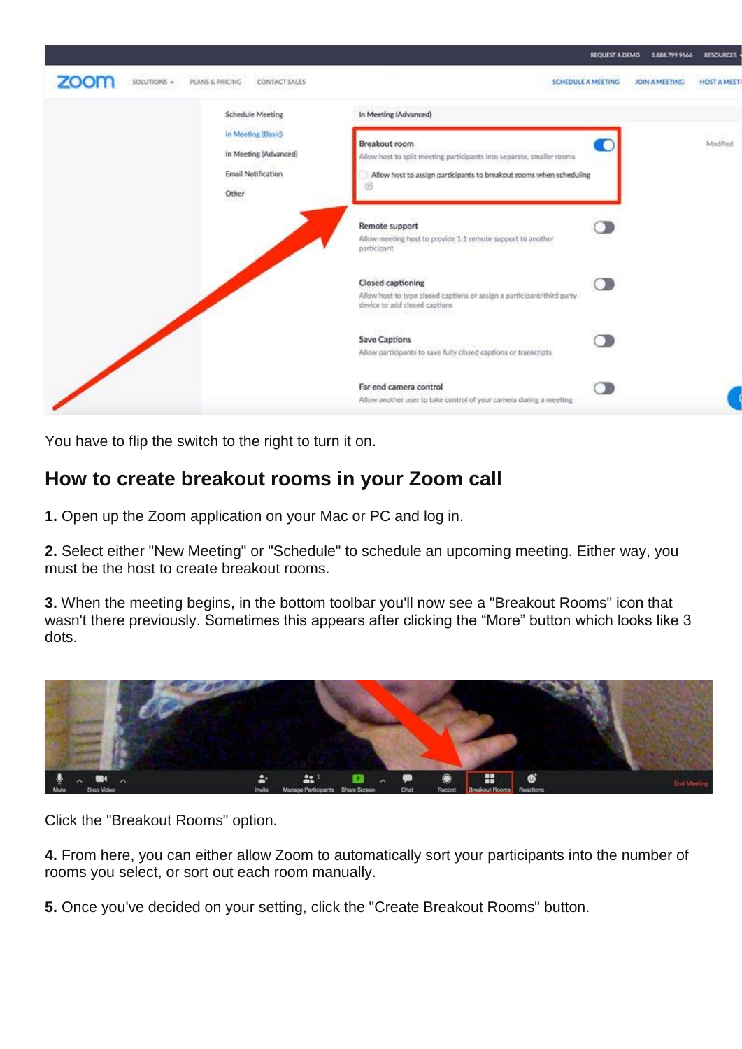You have to flip the switch to the right to turn it on.

## How to create breakout rooms in your Zoom call

**1.** Open up the Zoom application on your Mac or PC and log in.

**2.** Select either "New Meeting" or "Schedule" to schedule an upcoming meeting. Either way, you must be the host to create breakout rooms.

**3.** When the meeting begins, in the bottom toolbar you'll now see a "Breakout Rooms" icon that wasn't there previously. Sometimes this appears after clicking the “More” button which looks like 3 dots.

Click the "Breakout Rooms" option.

**4.** From here, you can either allow Zoom to automatically sort your participants into the number of rooms you select, or sort out each room manually.

**5.** Once you've decided on your setting, click the "Create Breakout Rooms" button.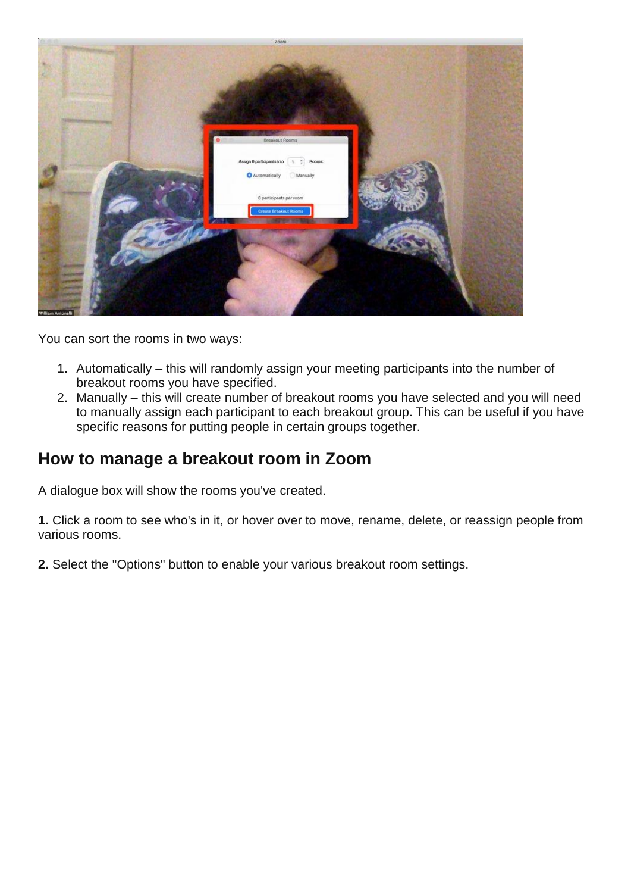You can sort the rooms in two ways:

1. Automatically – this will randomly assign your meeting participants into the number of breakout rooms you have specified.
2. Manually – this will create number of breakout rooms you have selected and you will need to manually assign each participant to each breakout group. This can be useful if you have specific reasons for putting people in certain groups together.

## How to manage a breakout room in Zoom

A dialogue box will show the rooms you've created.

**1.** Click a room to see who's in it, or hover over to move, rename, delete, or reassign people from various rooms.

**2.** Select the "Options" button to enable your various breakout room settings.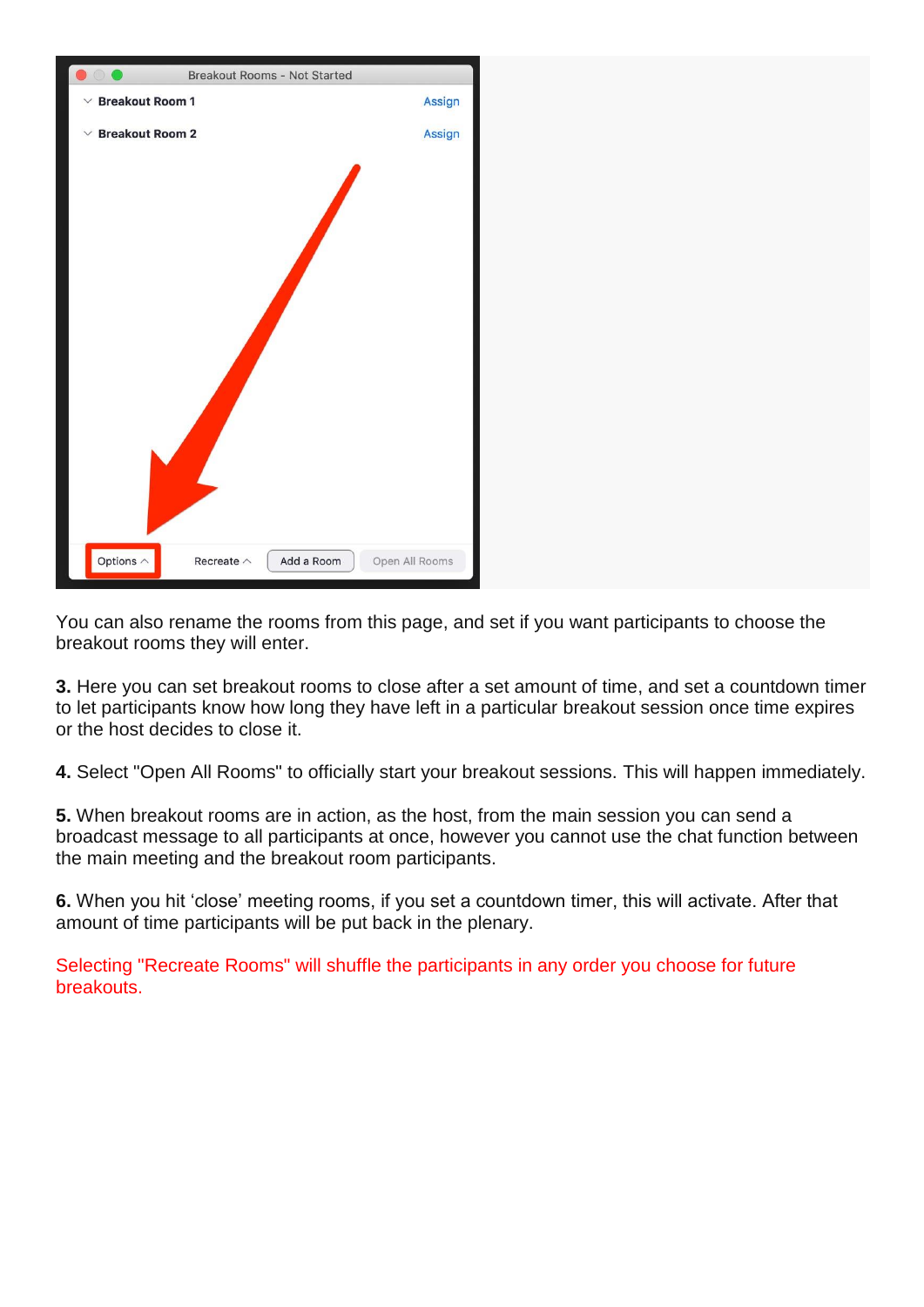You can also rename the rooms from this page, and set if you want participants to choose the breakout rooms they will enter.

**3.** Here you can set breakout rooms to close after a set amount of time, and set a countdown timer to let participants know how long they have left in a particular breakout session once time expires or the host decides to close it.

**4.** Select "Open All Rooms" to officially start your breakout sessions. This will happen immediately.

**5.** When breakout rooms are in action, as the host, from the main session you can send a broadcast message to all participants at once, however you cannot use the chat function between the main meeting and the breakout room participants.

**6.** When you hit 'close' meeting rooms, if you set a countdown timer, this will activate. After that amount of time participants will be put back in the plenary.

Selecting "Recreate Rooms" will shuffle the participants in any order you choose for future breakouts.